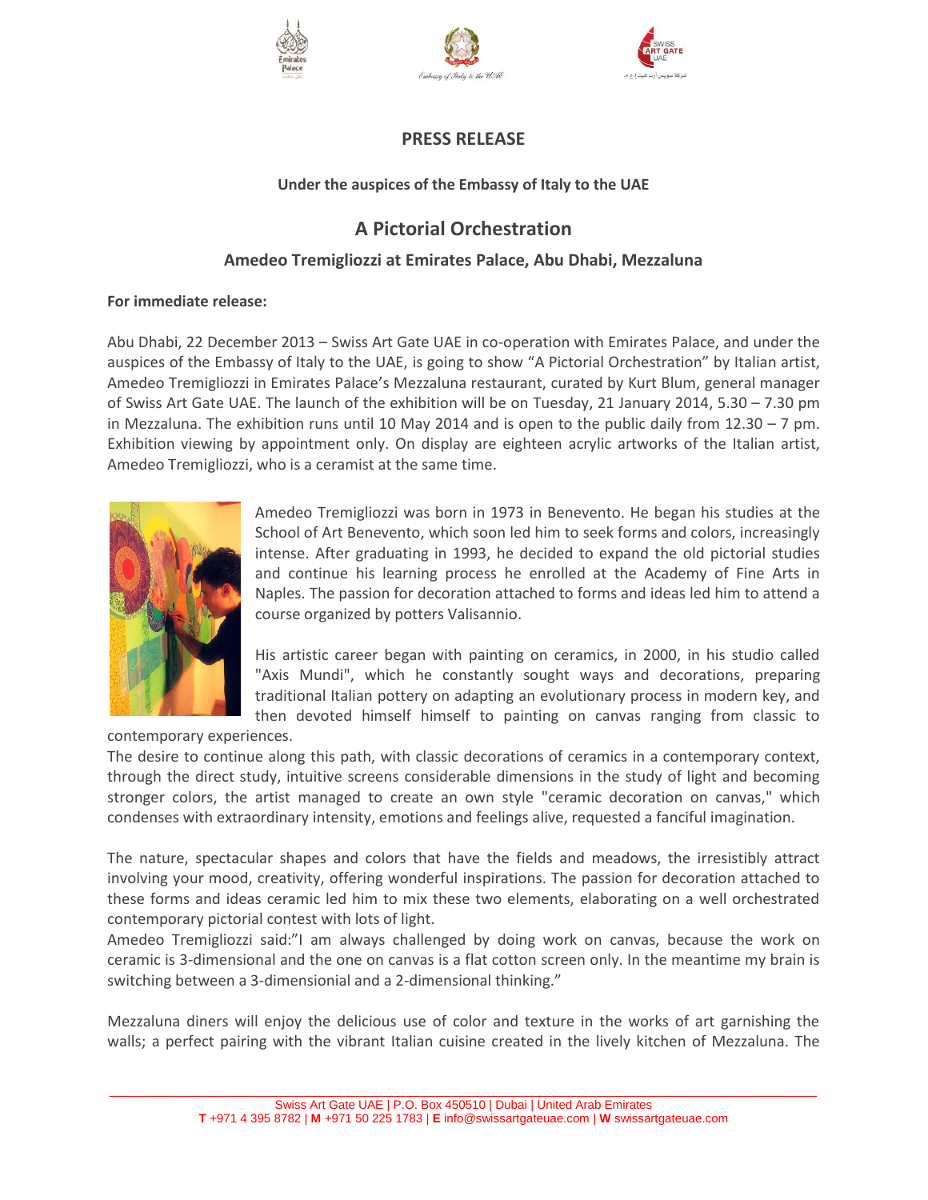# PRESS RELEASE

**Under the auspices of the Embassy of Italy to the UAE**

## A Pictorial Orchestration

### Amedeo Tremigliozzi at Emirates Palace, Abu Dhabi, Mezzaluna

**For immediate release:**

Abu Dhabi, 22 December 2013 – Swiss Art Gate UAE in co-operation with Emirates Palace, and under the auspices of the Embassy of Italy to the UAE, is going to show "A Pictorial Orchestration" by Italian artist, Amedeo Tremigliozzi in Emirates Palace's Mezzaluna restaurant, curated by Kurt Blum, general manager of Swiss Art Gate UAE. The launch of the exhibition will be on Tuesday, 21 January 2014, 5.30 – 7.30 pm in Mezzaluna. The exhibition runs until 10 May 2014 and is open to the public daily from 12.30 – 7 pm. Exhibition viewing by appointment only. On display are eighteen acrylic artworks of the Italian artist, Amedeo Tremigliozzi, who is a ceramist at the same time.

Amedeo Tremigliozzi was born in 1973 in Benevento. He began his studies at the School of Art Benevento, which soon led him to seek forms and colors, increasingly intense. After graduating in 1993, he decided to expand the old pictorial studies and continue his learning process he enrolled at the Academy of Fine Arts in Naples. The passion for decoration attached to forms and ideas led him to attend a course organized by potters Valisannio.

His artistic career began with painting on ceramics, in 2000, in his studio called "Axis Mundi", which he constantly sought ways and decorations, preparing traditional Italian pottery on adapting an evolutionary process in modern key, and then devoted himself himself to painting on canvas ranging from classic to contemporary experiences.

The desire to continue along this path, with classic decorations of ceramics in a contemporary context, through the direct study, intuitive screens considerable dimensions in the study of light and becoming stronger colors, the artist managed to create an own style "ceramic decoration on canvas," which condenses with extraordinary intensity, emotions and feelings alive, requested a fanciful imagination.

The nature, spectacular shapes and colors that have the fields and meadows, the irresistibly attract involving your mood, creativity, offering wonderful inspirations. The passion for decoration attached to these forms and ideas ceramic led him to mix these two elements, elaborating on a well orchestrated contemporary pictorial contest with lots of light.

Amedeo Tremigliozzi said:"I am always challenged by doing work on canvas, because the work on ceramic is 3-dimensional and the one on canvas is a flat cotton screen only. In the meantime my brain is switching between a 3-dimensionial and a 2-dimensional thinking."

Mezzaluna diners will enjoy the delicious use of color and texture in the works of art garnishing the walls; a perfect pairing with the vibrant Italian cuisine created in the lively kitchen of Mezzaluna. The

Swiss Art Gate UAE | P.O. Box 450510 | Dubai | United Arab Emirates
**T** +971 4 395 8782 | **M** +971 50 225 1783 | **E** info@swissartgateuae.com | **W** swissartgateuae.com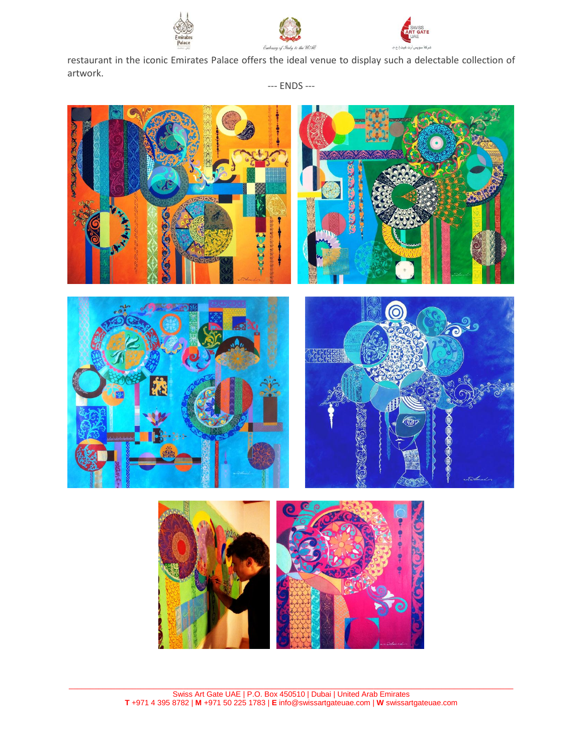restaurant in the iconic Emirates Palace offers the ideal venue to display such a delectable collection of artwork.

--- ENDS ---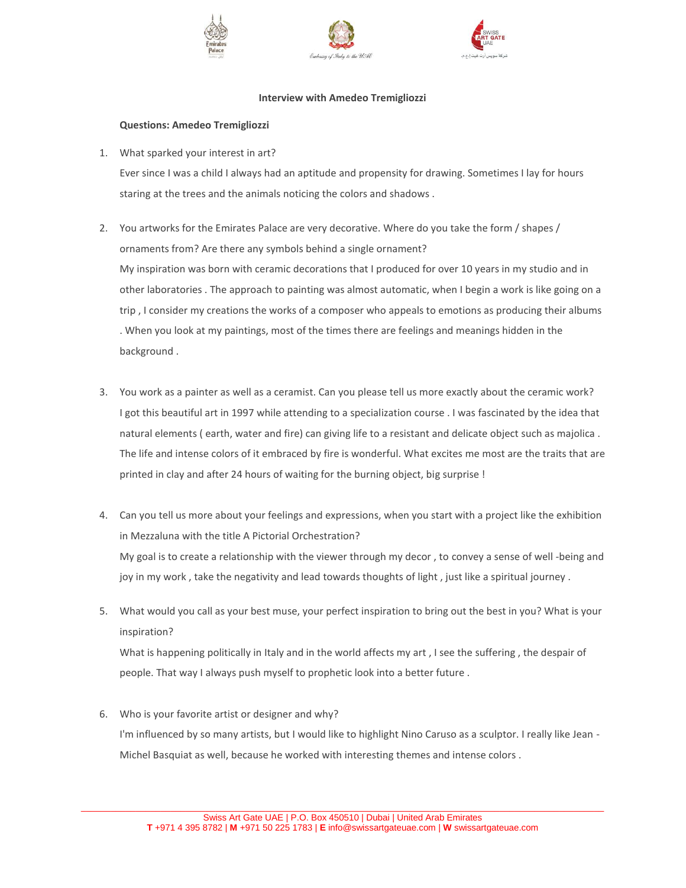**Interview with Amedeo Tremigliozzi**

**Questions: Amedeo Tremigliozzi**

1. What sparked your interest in art?
   Ever since I was a child I always had an aptitude and propensity for drawing. Sometimes I lay for hours staring at the trees and the animals noticing the colors and shadows .

2. You artworks for the Emirates Palace are very decorative. Where do you take the form / shapes / ornaments from? Are there any symbols behind a single ornament?
   My inspiration was born with ceramic decorations that I produced for over 10 years in my studio and in other laboratories . The approach to painting was almost automatic, when I begin a work is like going on a trip , I consider my creations the works of a composer who appeals to emotions as producing their albums . When you look at my paintings, most of the times there are feelings and meanings hidden in the background .

3. You work as a painter as well as a ceramist. Can you please tell us more exactly about the ceramic work?
   I got this beautiful art in 1997 while attending to a specialization course . I was fascinated by the idea that natural elements ( earth, water and fire) can giving life to a resistant and delicate object such as majolica . The life and intense colors of it embraced by fire is wonderful. What excites me most are the traits that are printed in clay and after 24 hours of waiting for the burning object, big surprise !

4. Can you tell us more about your feelings and expressions, when you start with a project like the exhibition in Mezzaluna with the title A Pictorial Orchestration?
   My goal is to create a relationship with the viewer through my decor , to convey a sense of well -being and joy in my work , take the negativity and lead towards thoughts of light , just like a spiritual journey .

5. What would you call as your best muse, your perfect inspiration to bring out the best in you? What is your inspiration?
   What is happening politically in Italy and in the world affects my art , I see the suffering , the despair of people. That way I always push myself to prophetic look into a better future .

6. Who is your favorite artist or designer and why?
   I'm influenced by so many artists, but I would like to highlight Nino Caruso as a sculptor. I really like Jean - Michel Basquiat as well, because he worked with interesting themes and intense colors .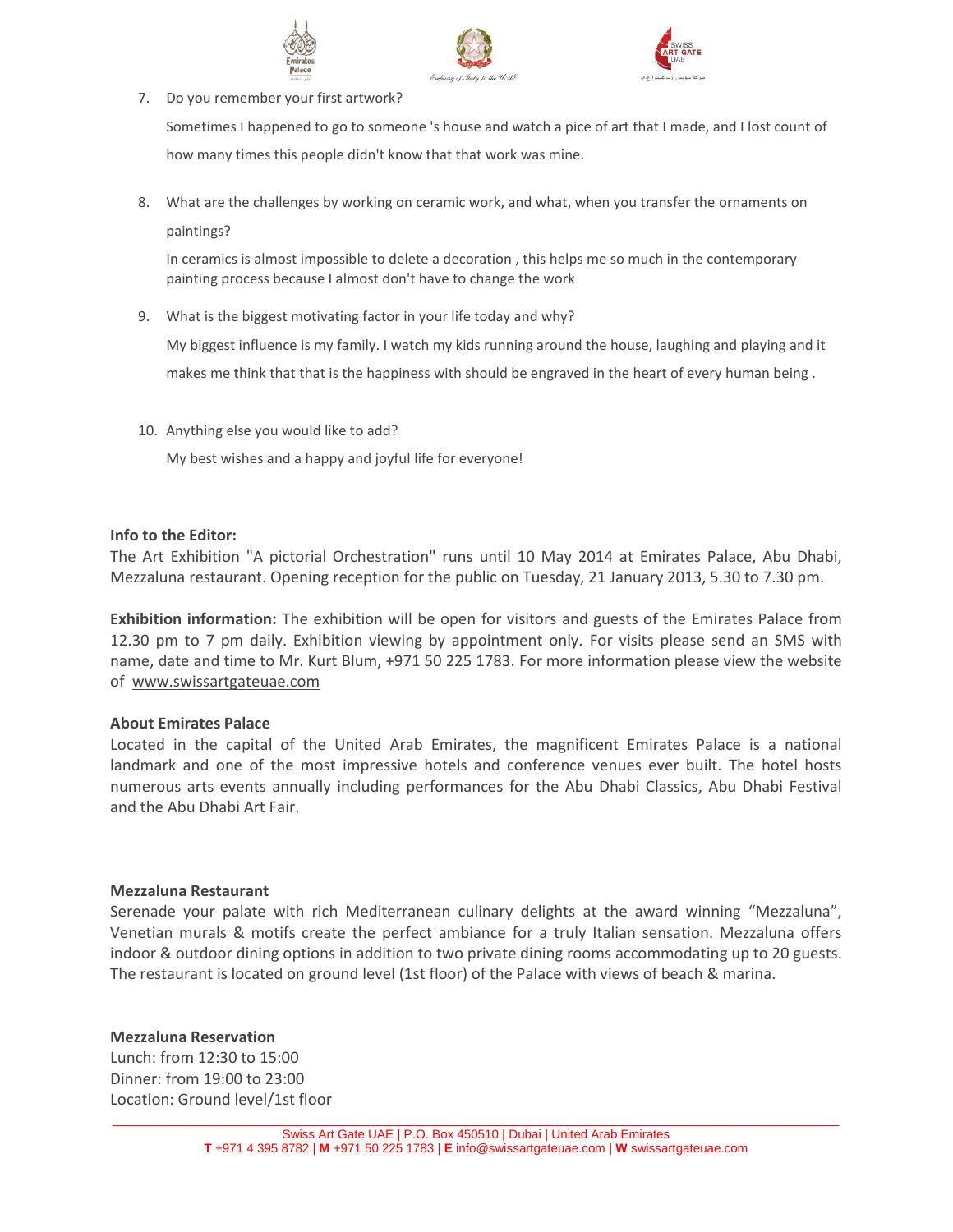7. Do you remember your first artwork?

   Sometimes I happened to go to someone 's house and watch a pice of art that I made, and I lost count of how many times this people didn't know that that work was mine.

8. What are the challenges by working on ceramic work, and what, when you transfer the ornaments on paintings?

   In ceramics is almost impossible to delete a decoration , this helps me so much in the contemporary painting process because I almost don't have to change the work

9. What is the biggest motivating factor in your life today and why?

   My biggest influence is my family. I watch my kids running around the house, laughing and playing and it makes me think that that is the happiness with should be engraved in the heart of every human being .

10. Anything else you would like to add?

    My best wishes and a happy and joyful life for everyone!

**Info to the Editor:**
The Art Exhibition "A pictorial Orchestration" runs until 10 May 2014 at Emirates Palace, Abu Dhabi, Mezzaluna restaurant. Opening reception for the public on Tuesday, 21 January 2013, 5.30 to 7.30 pm.

**Exhibition information:** The exhibition will be open for visitors and guests of the Emirates Palace from 12.30 pm to 7 pm daily. Exhibition viewing by appointment only. For visits please send an SMS with name, date and time to Mr. Kurt Blum, +971 50 225 1783. For more information please view the website of www.swissartgateuae.com

**About Emirates Palace**
Located in the capital of the United Arab Emirates, the magnificent Emirates Palace is a national landmark and one of the most impressive hotels and conference venues ever built. The hotel hosts numerous arts events annually including performances for the Abu Dhabi Classics, Abu Dhabi Festival and the Abu Dhabi Art Fair.

**Mezzaluna Restaurant**
Serenade your palate with rich Mediterranean culinary delights at the award winning "Mezzaluna", Venetian murals & motifs create the perfect ambiance for a truly Italian sensation. Mezzaluna offers indoor & outdoor dining options in addition to two private dining rooms accommodating up to 20 guests. The restaurant is located on ground level (1st floor) of the Palace with views of beach & marina.

**Mezzaluna Reservation**
Lunch: from 12:30 to 15:00
Dinner: from 19:00 to 23:00
Location: Ground level/1st floor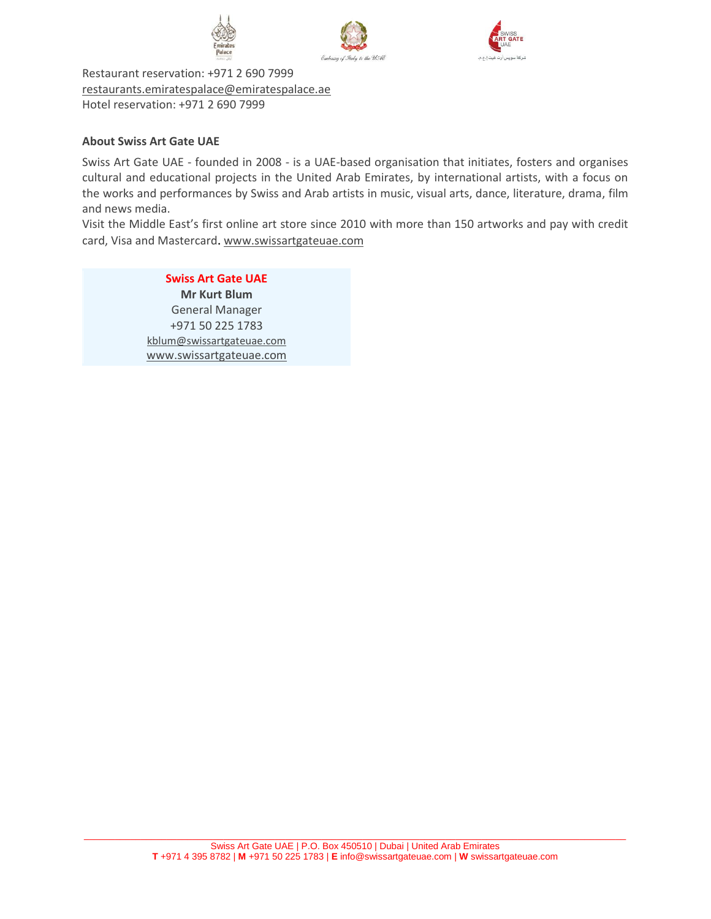Restaurant reservation: +971 2 690 7999
restaurants.emiratespalace@emiratespalace.ae
Hotel reservation: +971 2 690 7999

**About Swiss Art Gate UAE**

Swiss Art Gate UAE - founded in 2008 - is a UAE-based organisation that initiates, fosters and organises cultural and educational projects in the United Arab Emirates, by international artists, with a focus on the works and performances by Swiss and Arab artists in music, visual arts, dance, literature, drama, film and news media.
Visit the Middle East's first online art store since 2010 with more than 150 artworks and pay with credit card, Visa and Mastercard. www.swissartgateuae.com

**Swiss Art Gate UAE**
**Mr Kurt Blum**
General Manager
+971 50 225 1783
kblum@swissartgateuae.com
www.swissartgateuae.com

Swiss Art Gate UAE | P.O. Box 450510 | Dubai | United Arab Emirates
**T** +971 4 395 8782 | **M** +971 50 225 1783 | **E** info@swissartgateuae.com | **W** swissartgateuae.com